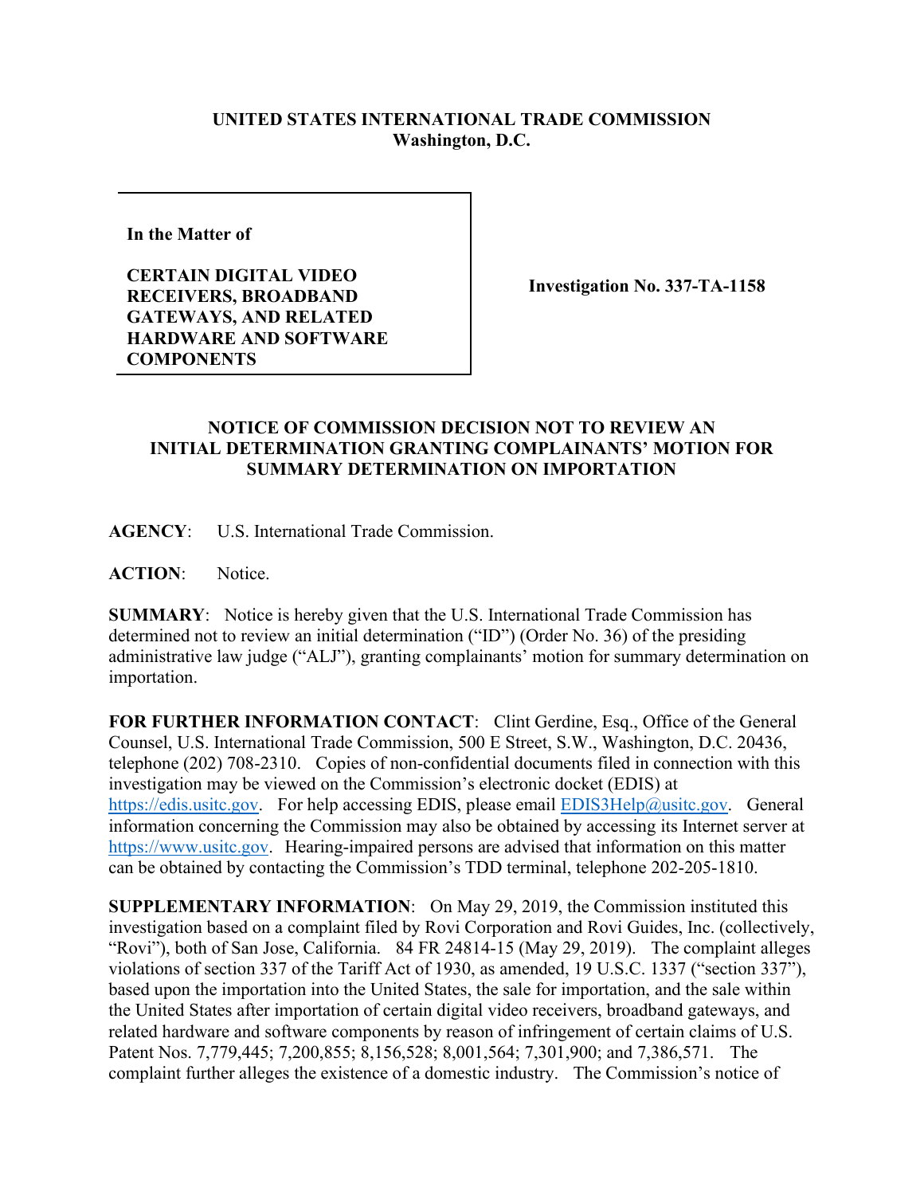**UNITED STATES INTERNATIONAL TRADE COMMISSION**
**Washington, D.C.**

**In the Matter of**

**CERTAIN DIGITAL VIDEO RECEIVERS, BROADBAND GATEWAYS, AND RELATED HARDWARE AND SOFTWARE COMPONENTS**

**Investigation No. 337-TA-1158**

**NOTICE OF COMMISSION DECISION NOT TO REVIEW AN INITIAL DETERMINATION GRANTING COMPLAINANTS' MOTION FOR SUMMARY DETERMINATION ON IMPORTATION**

**AGENCY**: U.S. International Trade Commission.

**ACTION**: Notice.

**SUMMARY**: Notice is hereby given that the U.S. International Trade Commission has determined not to review an initial determination ("ID") (Order No. 36) of the presiding administrative law judge ("ALJ"), granting complainants' motion for summary determination on importation.

**FOR FURTHER INFORMATION CONTACT**: Clint Gerdine, Esq., Office of the General Counsel, U.S. International Trade Commission, 500 E Street, S.W., Washington, D.C. 20436, telephone (202) 708-2310. Copies of non-confidential documents filed in connection with this investigation may be viewed on the Commission's electronic docket (EDIS) at https://edis.usitc.gov. For help accessing EDIS, please email EDIS3Help@usitc.gov. General information concerning the Commission may also be obtained by accessing its Internet server at https://www.usitc.gov. Hearing-impaired persons are advised that information on this matter can be obtained by contacting the Commission's TDD terminal, telephone 202-205-1810.

**SUPPLEMENTARY INFORMATION**: On May 29, 2019, the Commission instituted this investigation based on a complaint filed by Rovi Corporation and Rovi Guides, Inc. (collectively, "Rovi"), both of San Jose, California. 84 FR 24814-15 (May 29, 2019). The complaint alleges violations of section 337 of the Tariff Act of 1930, as amended, 19 U.S.C. 1337 ("section 337"), based upon the importation into the United States, the sale for importation, and the sale within the United States after importation of certain digital video receivers, broadband gateways, and related hardware and software components by reason of infringement of certain claims of U.S. Patent Nos. 7,779,445; 7,200,855; 8,156,528; 8,001,564; 7,301,900; and 7,386,571. The complaint further alleges the existence of a domestic industry. The Commission's notice of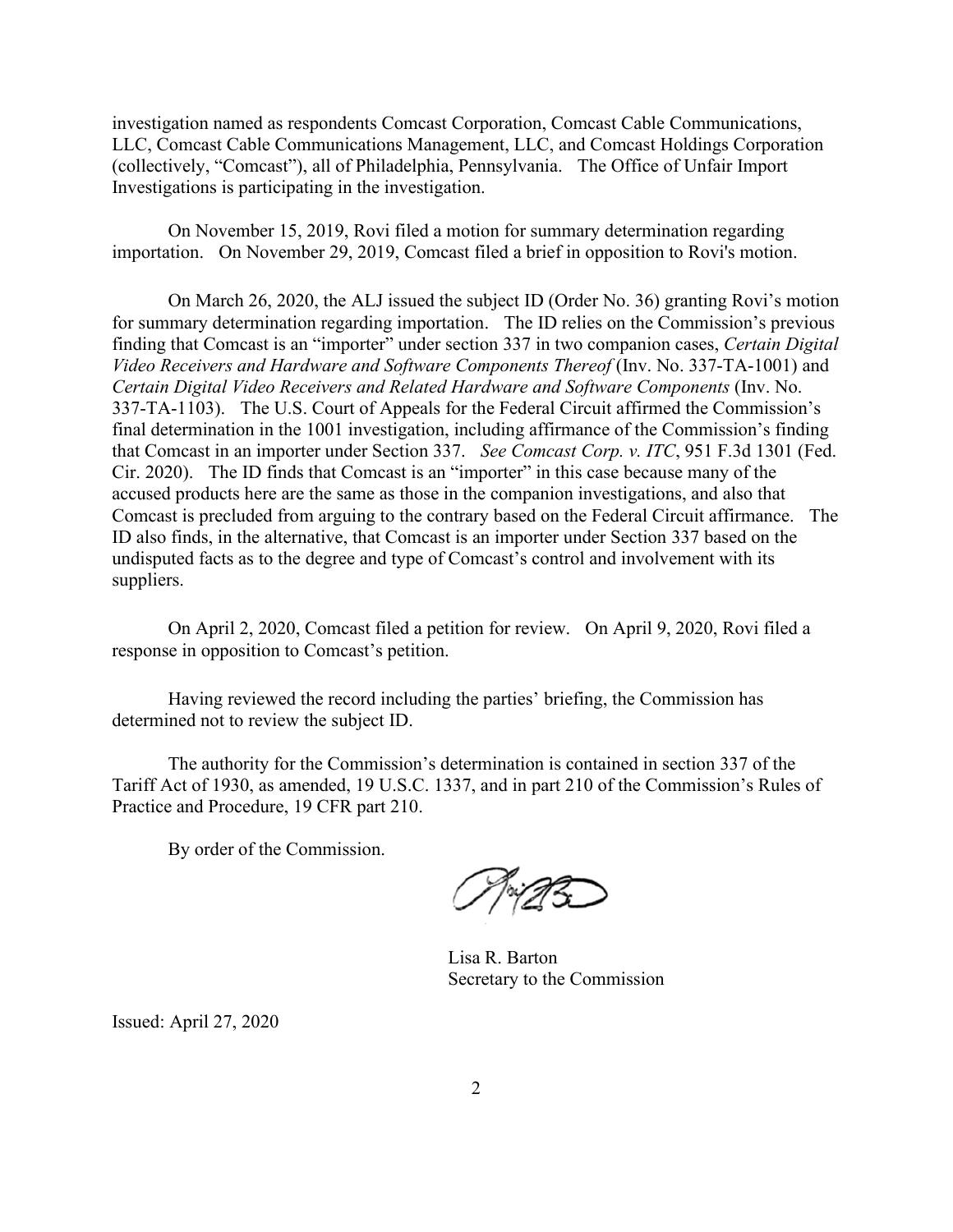investigation named as respondents Comcast Corporation, Comcast Cable Communications, LLC, Comcast Cable Communications Management, LLC, and Comcast Holdings Corporation (collectively, "Comcast"), all of Philadelphia, Pennsylvania. The Office of Unfair Import Investigations is participating in the investigation.

On November 15, 2019, Rovi filed a motion for summary determination regarding importation. On November 29, 2019, Comcast filed a brief in opposition to Rovi's motion.

On March 26, 2020, the ALJ issued the subject ID (Order No. 36) granting Rovi's motion for summary determination regarding importation. The ID relies on the Commission's previous finding that Comcast is an "importer" under section 337 in two companion cases, *Certain Digital Video Receivers and Hardware and Software Components Thereof* (Inv. No. 337-TA-1001) and *Certain Digital Video Receivers and Related Hardware and Software Components* (Inv. No. 337-TA-1103). The U.S. Court of Appeals for the Federal Circuit affirmed the Commission's final determination in the 1001 investigation, including affirmance of the Commission's finding that Comcast in an importer under Section 337. *See Comcast Corp. v. ITC*, 951 F.3d 1301 (Fed. Cir. 2020). The ID finds that Comcast is an "importer" in this case because many of the accused products here are the same as those in the companion investigations, and also that Comcast is precluded from arguing to the contrary based on the Federal Circuit affirmance. The ID also finds, in the alternative, that Comcast is an importer under Section 337 based on the undisputed facts as to the degree and type of Comcast's control and involvement with its suppliers.

On April 2, 2020, Comcast filed a petition for review. On April 9, 2020, Rovi filed a response in opposition to Comcast's petition.

Having reviewed the record including the parties' briefing, the Commission has determined not to review the subject ID.

The authority for the Commission's determination is contained in section 337 of the Tariff Act of 1930, as amended, 19 U.S.C. 1337, and in part 210 of the Commission's Rules of Practice and Procedure, 19 CFR part 210.

By order of the Commission.

Lisa R. Barton
Secretary to the Commission

Issued: April 27, 2020